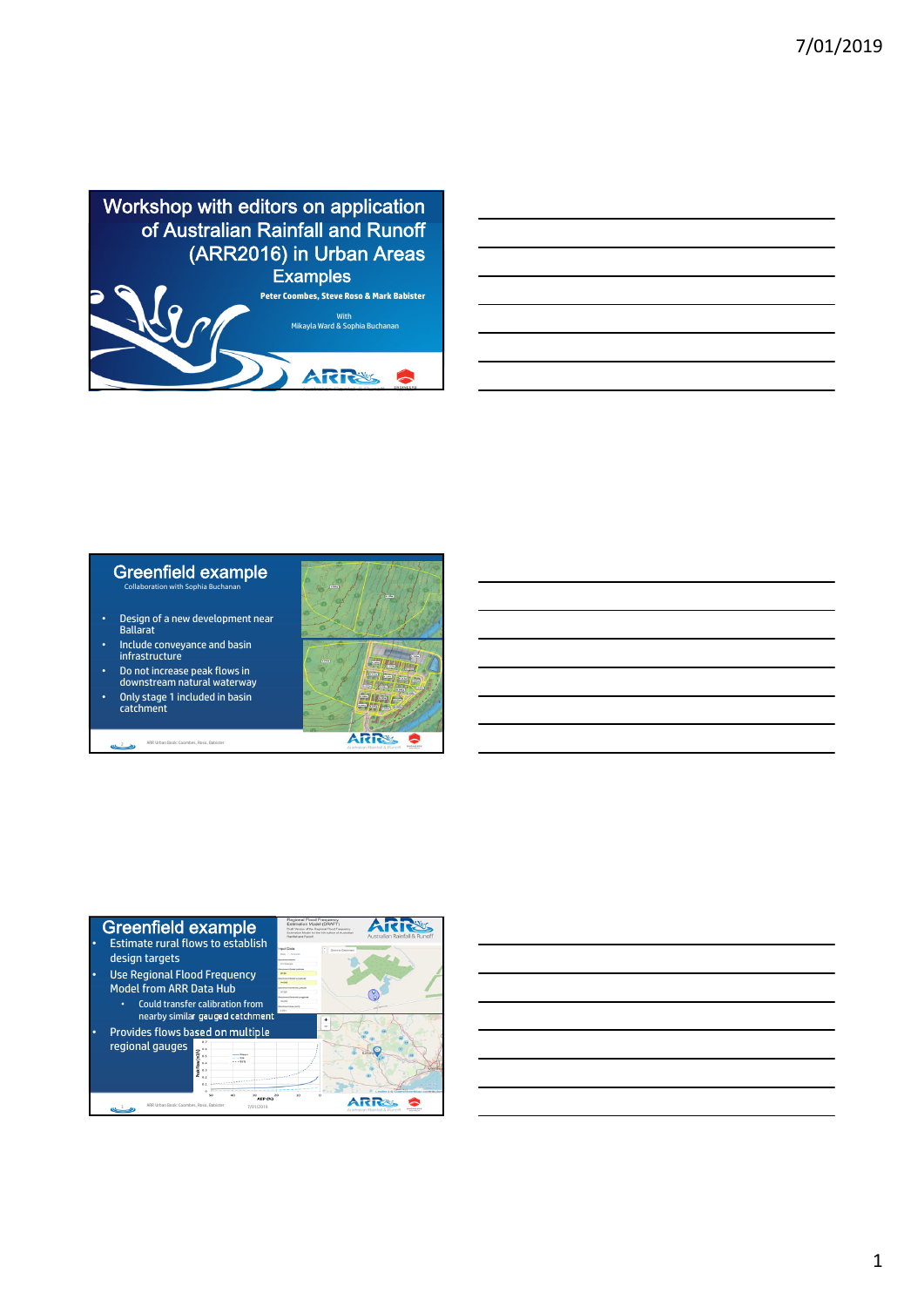# Workshop with editors on application of Australian Rainfall and Runoff (ARR2016) in Urban Areas

## Examples

**Peter Coombes, Steve Roso & Mark Babister**

With
Mikayla Ward & Sophia Buchanan

---

## Greenfield example

Collaboration with Sophia Buchanan

- Design of a new development near Ballarat
- Include conveyance and basin infrastructure
- Do not increase peak flows in downstream natural waterway
- Only stage 1 included in basin catchment

---

## Greenfield example

- Estimate rural flows to establish design targets
- Use Regional Flood Frequency Model from ARR Data Hub
  - Could transfer calibration from nearby similar gauged catchment
- Provides flows based on multiple regional gauges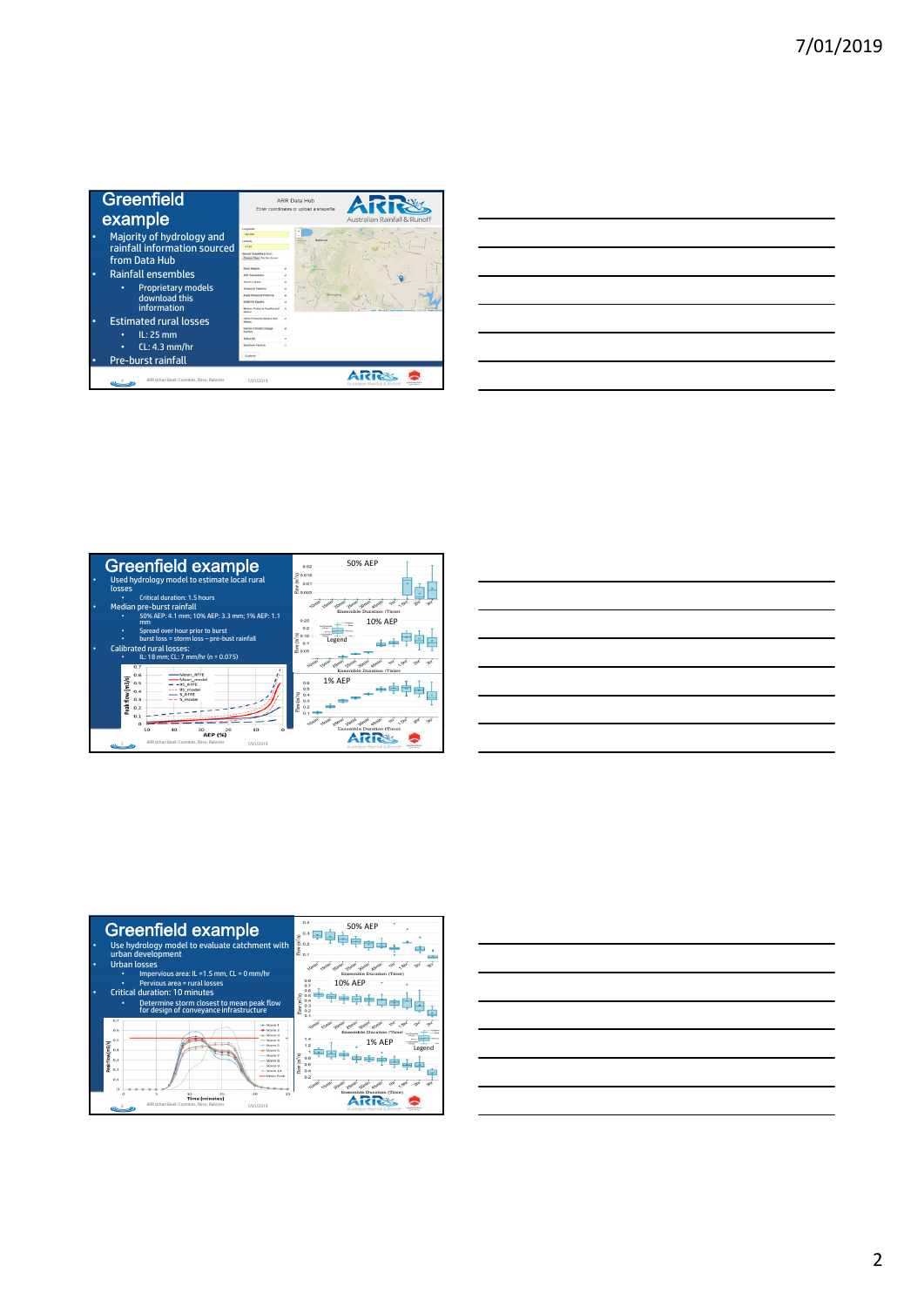## Greenfield example

- Majority of hydrology and rainfall information sourced from Data Hub
- Rainfall ensembles
  - Proprietary models download this information
- Estimated rural losses
  - IL: 25 mm
  - CL: 4.3 mm/hr
- Pre-burst rainfall

## Greenfield example

- Used hydrology model to estimate local rural losses
  - Critical duration: 1.5 hours
- Median pre-burst rainfall
  - 50% AEP: 4.1 mm; 10% AEP: 3.3 mm; 1% AEP: 1.1 mm
  - Spread over hour prior to burst
  - burst loss = storm loss – pre-burst rainfall
- Calibrated rural losses:
  - IL: 18 mm; CL: 7 mm/hr (n = 0.075)

## Greenfield example

- Use hydrology model to evaluate catchment with urban development
- Urban losses
  - Impervious area: IL =1.5 mm, CL = 0 mm/hr
  - Pervious area = rural losses
- Critical duration: 10 minutes
  - Determine storm closest to mean peak flow for design of conveyance infrastructure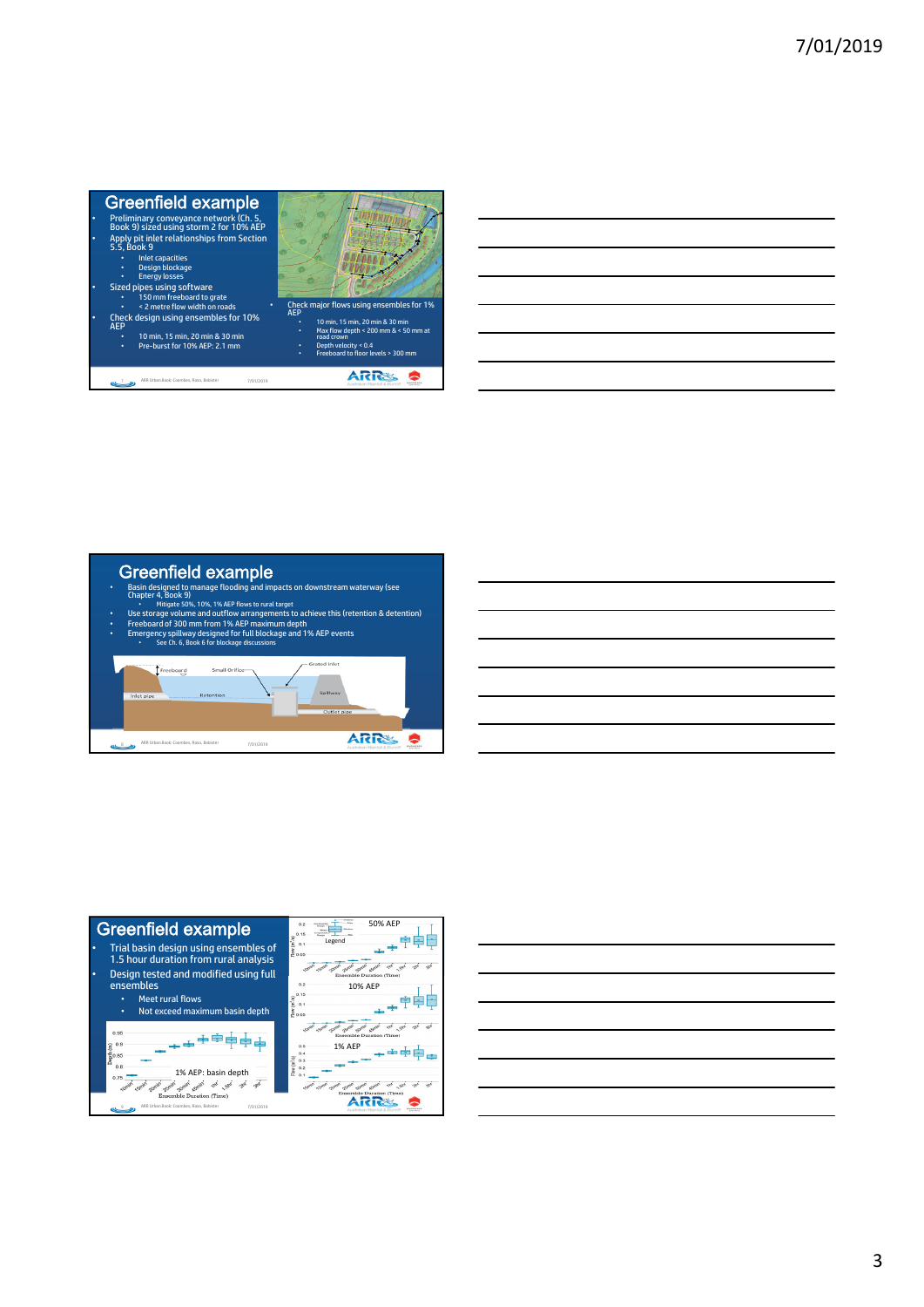## Greenfield example

- Preliminary conveyance network (Ch. 5, Book 9) sized using storm 2 for 10% AEP
- Apply pit inlet relationships from Section 5.5, Book 9
  - Inlet capacities
  - Design blockage
  - Energy losses
- Sized pipes using software
  - 150 mm freeboard to grate
  - < 2 metre flow width on roads
- Check design using ensembles for 10% AEP
  - 10 min, 15 min, 20 min & 30 min
  - Pre-burst for 10% AEP: 2.1 mm
- Check major flows using ensembles for 1% AEP
  - 10 min, 15 min, 20 min & 30 min
  - Max flow depth < 200 mm & < 50 mm at road crown
  - Depth velocity < 0.4
  - Freeboard to floor levels > 300 mm

## Greenfield example

- Basin designed to manage flooding and impacts on downstream waterway (see Chapter 4, Book 9)
  - Mitigate 50%, 10%, 1% AEP flows to rural target
- Use storage volume and outflow arrangements to achieve this (retention & detention)
- Freeboard of 300 mm from 1% AEP maximum depth
- Emergency spillway designed for full blockage and 1% AEP events
  - See Ch. 6, Book 6 for blockage discussions

## Greenfield example

- Trial basin design using ensembles of 1.5 hour duration from rural analysis
- Design tested and modified using full ensembles
  - Meet rural flows
  - Not exceed maximum basin depth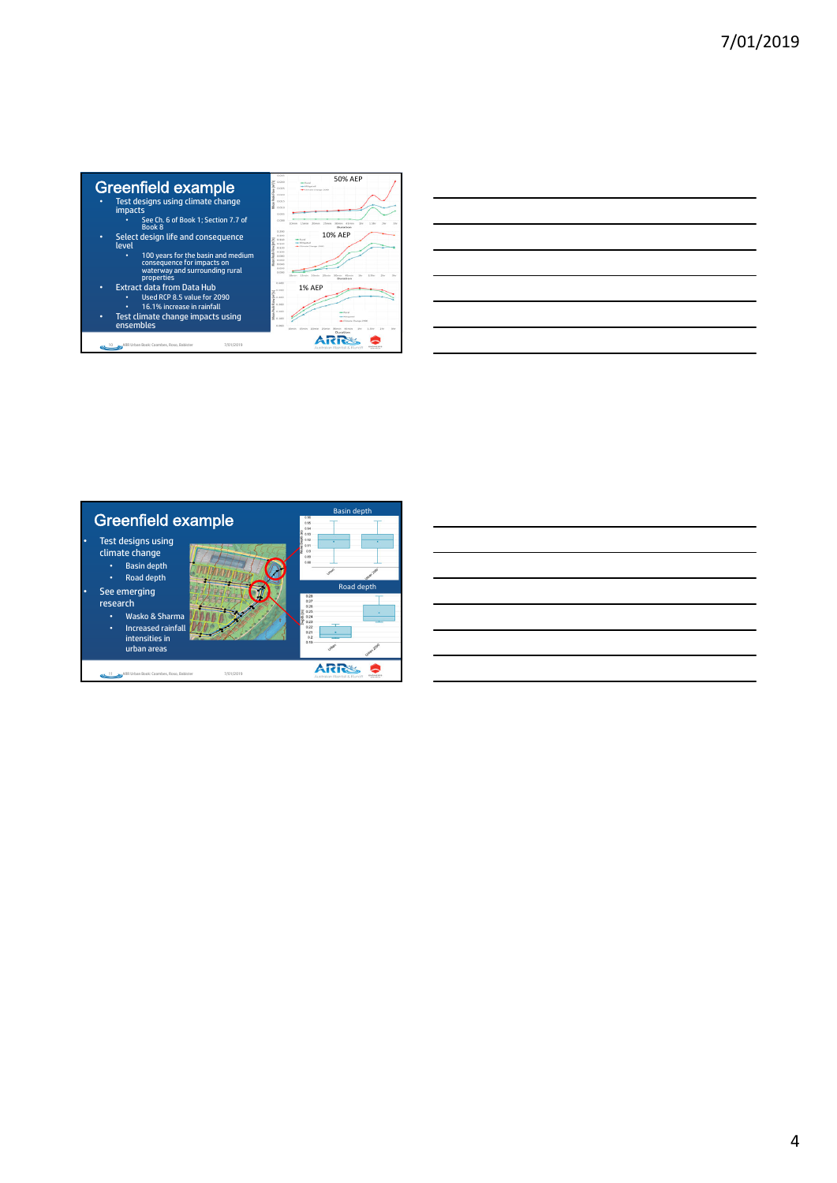## Greenfield example

- Test designs using climate change impacts
  - See Ch. 6 of Book 1; Section 7.7 of Book 8
- Select design life and consequence level
  - 100 years for the basin and medium consequence for impacts on waterway and surrounding rural properties
- Extract data from Data Hub
  - Used RCP 8.5 value for 2090
  - 16.1% increase in rainfall
- Test climate change impacts using ensembles

50% AEP

10% AEP

1% AEP

## Greenfield example

- Test designs using climate change
  - Basin depth
  - Road depth
- See emerging research
  - Wasko & Sharma
  - Increased rainfall intensities in urban areas

Basin depth

Road depth